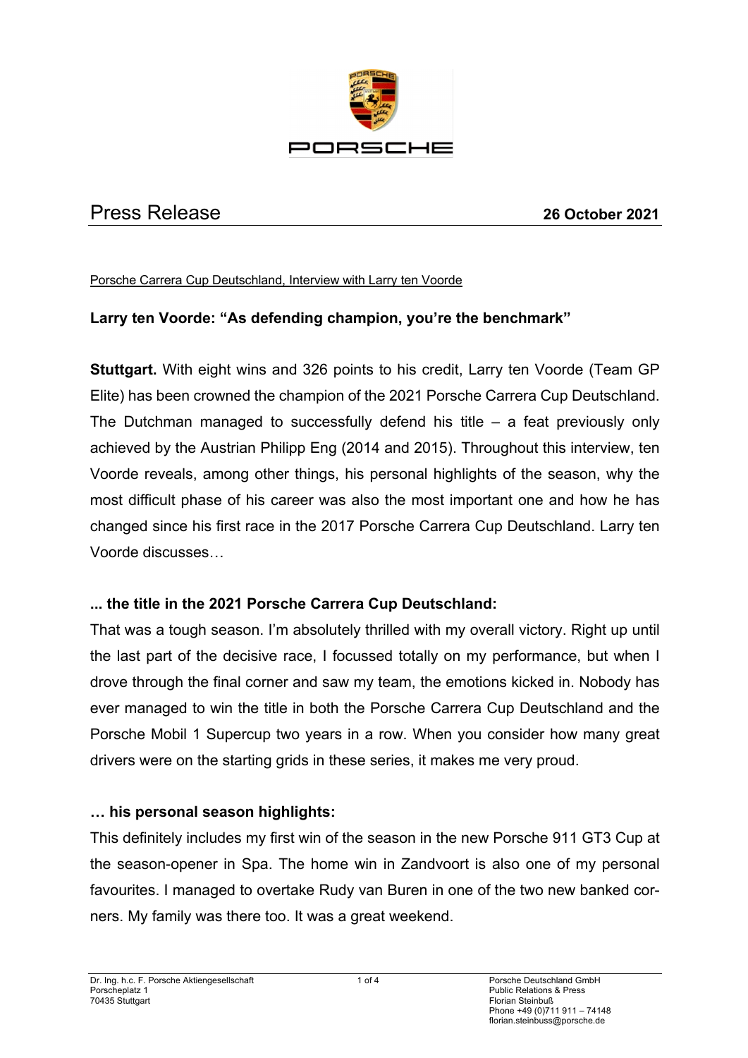# Press Release

**26 October 2021**

Porsche Carrera Cup Deutschland, Interview with Larry ten Voorde

## Larry ten Voorde: "As defending champion, you're the benchmark"

**Stuttgart.** With eight wins and 326 points to his credit, Larry ten Voorde (Team GP Elite) has been crowned the champion of the 2021 Porsche Carrera Cup Deutschland. The Dutchman managed to successfully defend his title – a feat previously only achieved by the Austrian Philipp Eng (2014 and 2015). Throughout this interview, ten Voorde reveals, among other things, his personal highlights of the season, why the most difficult phase of his career was also the most important one and how he has changed since his first race in the 2017 Porsche Carrera Cup Deutschland. Larry ten Voorde discusses…

### ... the title in the 2021 Porsche Carrera Cup Deutschland:

That was a tough season. I'm absolutely thrilled with my overall victory. Right up until the last part of the decisive race, I focussed totally on my performance, but when I drove through the final corner and saw my team, the emotions kicked in. Nobody has ever managed to win the title in both the Porsche Carrera Cup Deutschland and the Porsche Mobil 1 Supercup two years in a row. When you consider how many great drivers were on the starting grids in these series, it makes me very proud.

### … his personal season highlights:

This definitely includes my first win of the season in the new Porsche 911 GT3 Cup at the season-opener in Spa. The home win in Zandvoort is also one of my personal favourites. I managed to overtake Rudy van Buren in one of the two new banked corners. My family was there too. It was a great weekend.

Dr. Ing. h.c. F. Porsche Aktiengesellschaft
Porscheplatz 1
70435 Stuttgart

Porsche Deutschland GmbH
Public Relations & Press
Florian Steinbuß
Phone +49 (0)711 911 – 74148
florian.steinbuss@porsche.de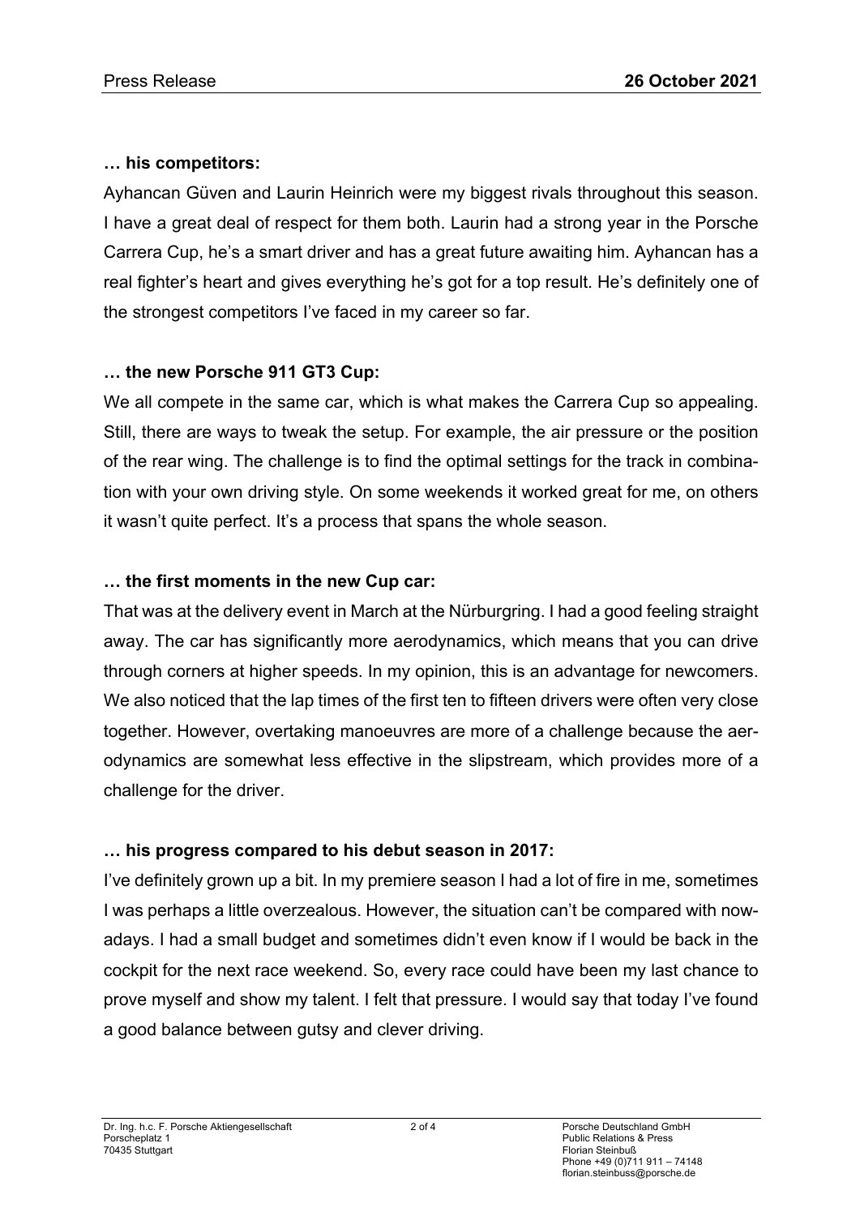**… his competitors:**

Ayhancan Güven and Laurin Heinrich were my biggest rivals throughout this season. I have a great deal of respect for them both. Laurin had a strong year in the Porsche Carrera Cup, he's a smart driver and has a great future awaiting him. Ayhancan has a real fighter's heart and gives everything he's got for a top result. He's definitely one of the strongest competitors I've faced in my career so far.

**… the new Porsche 911 GT3 Cup:**

We all compete in the same car, which is what makes the Carrera Cup so appealing. Still, there are ways to tweak the setup. For example, the air pressure or the position of the rear wing. The challenge is to find the optimal settings for the track in combination with your own driving style. On some weekends it worked great for me, on others it wasn't quite perfect. It's a process that spans the whole season.

**… the first moments in the new Cup car:**

That was at the delivery event in March at the Nürburgring. I had a good feeling straight away. The car has significantly more aerodynamics, which means that you can drive through corners at higher speeds. In my opinion, this is an advantage for newcomers. We also noticed that the lap times of the first ten to fifteen drivers were often very close together. However, overtaking manoeuvres are more of a challenge because the aerodynamics are somewhat less effective in the slipstream, which provides more of a challenge for the driver.

**… his progress compared to his debut season in 2017:**

I've definitely grown up a bit. In my premiere season I had a lot of fire in me, sometimes I was perhaps a little overzealous. However, the situation can't be compared with nowadays. I had a small budget and sometimes didn't even know if I would be back in the cockpit for the next race weekend. So, every race could have been my last chance to prove myself and show my talent. I felt that pressure. I would say that today I've found a good balance between gutsy and clever driving.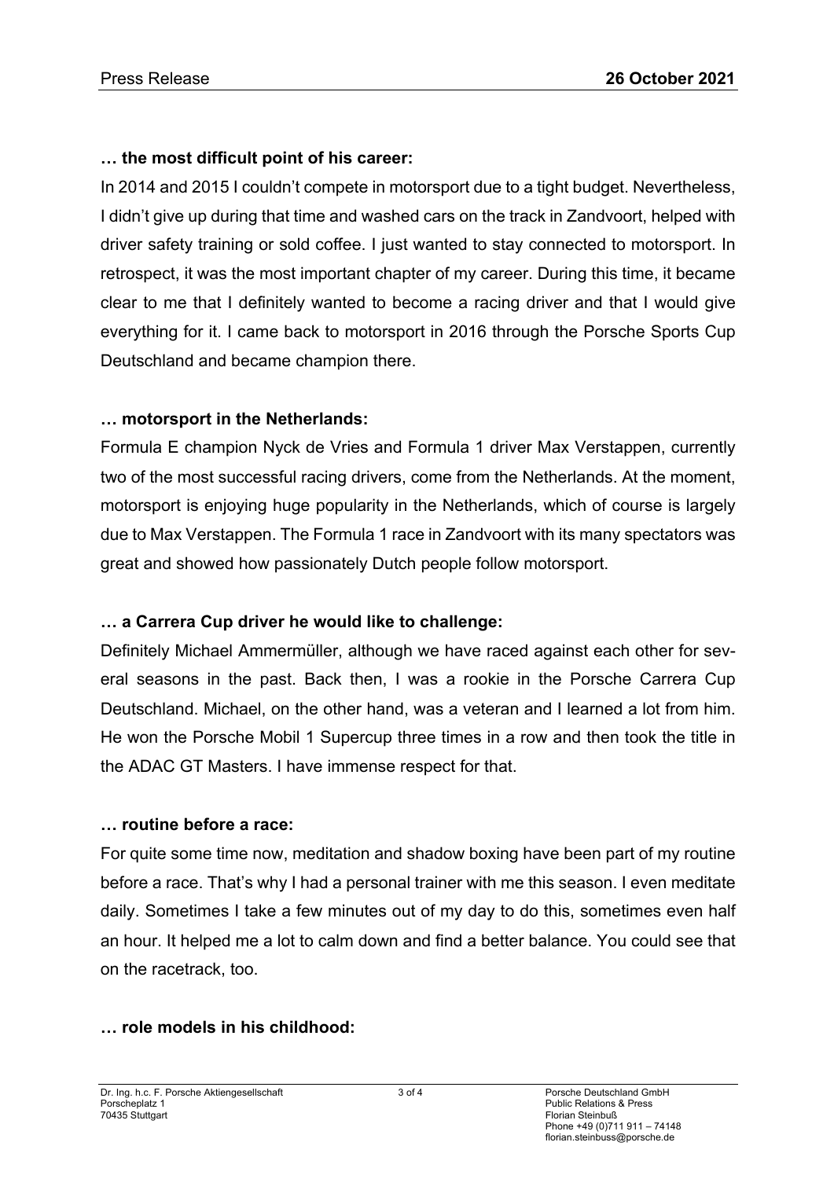**… the most difficult point of his career:**

In 2014 and 2015 I couldn't compete in motorsport due to a tight budget. Nevertheless, I didn't give up during that time and washed cars on the track in Zandvoort, helped with driver safety training or sold coffee. I just wanted to stay connected to motorsport. In retrospect, it was the most important chapter of my career. During this time, it became clear to me that I definitely wanted to become a racing driver and that I would give everything for it. I came back to motorsport in 2016 through the Porsche Sports Cup Deutschland and became champion there.

**… motorsport in the Netherlands:**

Formula E champion Nyck de Vries and Formula 1 driver Max Verstappen, currently two of the most successful racing drivers, come from the Netherlands. At the moment, motorsport is enjoying huge popularity in the Netherlands, which of course is largely due to Max Verstappen. The Formula 1 race in Zandvoort with its many spectators was great and showed how passionately Dutch people follow motorsport.

**… a Carrera Cup driver he would like to challenge:**

Definitely Michael Ammermüller, although we have raced against each other for several seasons in the past. Back then, I was a rookie in the Porsche Carrera Cup Deutschland. Michael, on the other hand, was a veteran and I learned a lot from him. He won the Porsche Mobil 1 Supercup three times in a row and then took the title in the ADAC GT Masters. I have immense respect for that.

**… routine before a race:**

For quite some time now, meditation and shadow boxing have been part of my routine before a race. That's why I had a personal trainer with me this season. I even meditate daily. Sometimes I take a few minutes out of my day to do this, sometimes even half an hour. It helped me a lot to calm down and find a better balance. You could see that on the racetrack, too.

**… role models in his childhood:**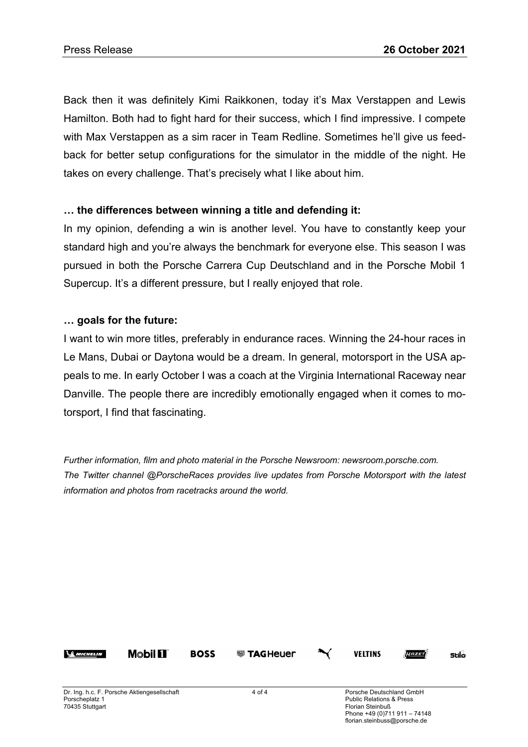Back then it was definitely Kimi Raikkonen, today it's Max Verstappen and Lewis Hamilton. Both had to fight hard for their success, which I find impressive. I compete with Max Verstappen as a sim racer in Team Redline. Sometimes he'll give us feedback for better setup configurations for the simulator in the middle of the night. He takes on every challenge. That's precisely what I like about him.

**… the differences between winning a title and defending it:**

In my opinion, defending a win is another level. You have to constantly keep your standard high and you're always the benchmark for everyone else. This season I was pursued in both the Porsche Carrera Cup Deutschland and in the Porsche Mobil 1 Supercup. It's a different pressure, but I really enjoyed that role.

**… goals for the future:**

I want to win more titles, preferably in endurance races. Winning the 24-hour races in Le Mans, Dubai or Daytona would be a dream. In general, motorsport in the USA appeals to me. In early October I was a coach at the Virginia International Raceway near Danville. The people there are incredibly emotionally engaged when it comes to motorsport, I find that fascinating.

*Further information, film and photo material in the Porsche Newsroom: newsroom.porsche.com.*
*The Twitter channel @PorscheRaces provides live updates from Porsche Motorsport with the latest information and photos from racetracks around the world.*

Dr. Ing. h.c. F. Porsche Aktiengesellschaft
Porscheplatz 1
70435 Stuttgart

Porsche Deutschland GmbH
Public Relations & Press
Florian Steinbuß
Phone +49 (0)711 911 – 74148
florian.steinbuss@porsche.de